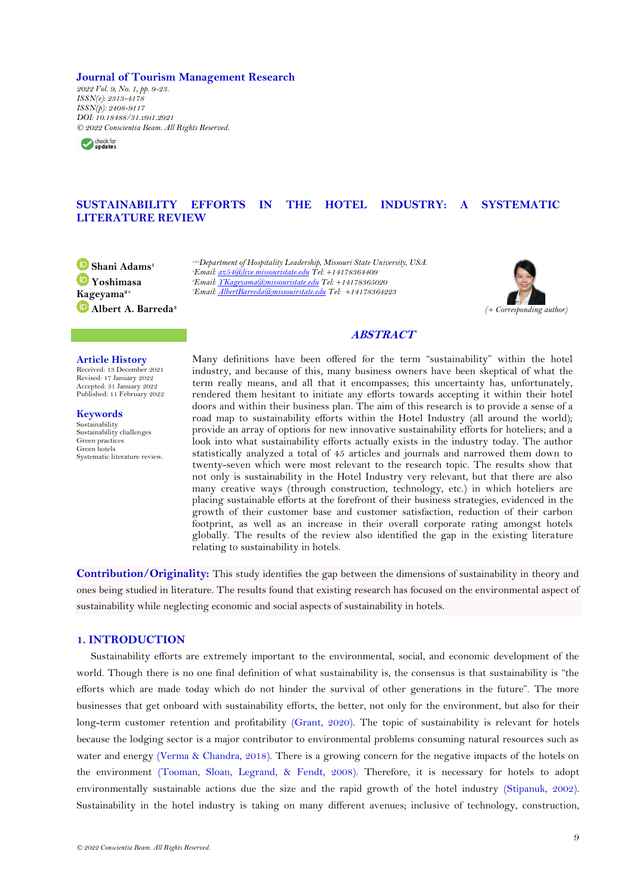**Journal of Tourism Management Research**

*2022 Vol. 9, No. 1, pp. 9-23.*
*ISSN(e): 2313-4178*
*ISSN(p): 2408-9117*
*DOI: 10.18488/31.v9i1.2921*
*© 2022 Conscientia Beam. All Rights Reserved.*

# SUSTAINABILITY EFFORTS IN THE HOTEL INDUSTRY: A SYSTEMATIC LITERATURE REVIEW

**Shani Adams**[1]
**Yoshimasa Kageyama**[2+]
**Albert A. Barreda**[3]

[1,2,3]*Department of Hospitality Leadership, Missouri State University, USA.*
[1]*Email: az54@live.missouristate.edu Tel: +14178364409*
[2]*Email: YKageyama@missouristate.edu Tel: +14178365020*
[3]*Email: AlbertBarreda@missouirstate.edu Tel: +14178364223*

*(+ Corresponding author)*

## Article History

Received: 13 December 2021
Revised: 17 January 2022
Accepted: 31 January 2022
Published: 11 February 2022

## Keywords

Sustainability
Sustainability challenges
Green practices
Green hotels
Systematic literature review.

## *ABSTRACT*

Many definitions have been offered for the term "sustainability" within the hotel industry, and because of this, many business owners have been skeptical of what the term really means, and all that it encompasses; this uncertainty has, unfortunately, rendered them hesitant to initiate any efforts towards accepting it within their hotel doors and within their business plan. The aim of this research is to provide a sense of a road map to sustainability efforts within the Hotel Industry (all around the world); provide an array of options for new innovative sustainability efforts for hoteliers; and a look into what sustainability efforts actually exists in the industry today. The author statistically analyzed a total of 45 articles and journals and narrowed them down to twenty-seven which were most relevant to the research topic. The results show that not only is sustainability in the Hotel Industry very relevant, but that there are also many creative ways (through construction, technology, etc.) in which hoteliers are placing sustainable efforts at the forefront of their business strategies, evidenced in the growth of their customer base and customer satisfaction, reduction of their carbon footprint, as well as an increase in their overall corporate rating amongst hotels globally. The results of the review also identified the gap in the existing literature relating to sustainability in hotels.

**Contribution/Originality:** This study identifies the gap between the dimensions of sustainability in theory and ones being studied in literature. The results found that existing research has focused on the environmental aspect of sustainability while neglecting economic and social aspects of sustainability in hotels.

## 1. INTRODUCTION

Sustainability efforts are extremely important to the environmental, social, and economic development of the world. Though there is no one final definition of what sustainability is, the consensus is that sustainability is "the efforts which are made today which do not hinder the survival of other generations in the future". The more businesses that get onboard with sustainability efforts, the better, not only for the environment, but also for their long-term customer retention and profitability (Grant, 2020). The topic of sustainability is relevant for hotels because the lodging sector is a major contributor to environmental problems consuming natural resources such as water and energy (Verma & Chandra, 2018). There is a growing concern for the negative impacts of the hotels on the environment (Tooman, Sloan, Legrand, & Fendt, 2008). Therefore, it is necessary for hotels to adopt environmentally sustainable actions due the size and the rapid growth of the hotel industry (Stipanuk, 2002). Sustainability in the hotel industry is taking on many different avenues; inclusive of technology, construction,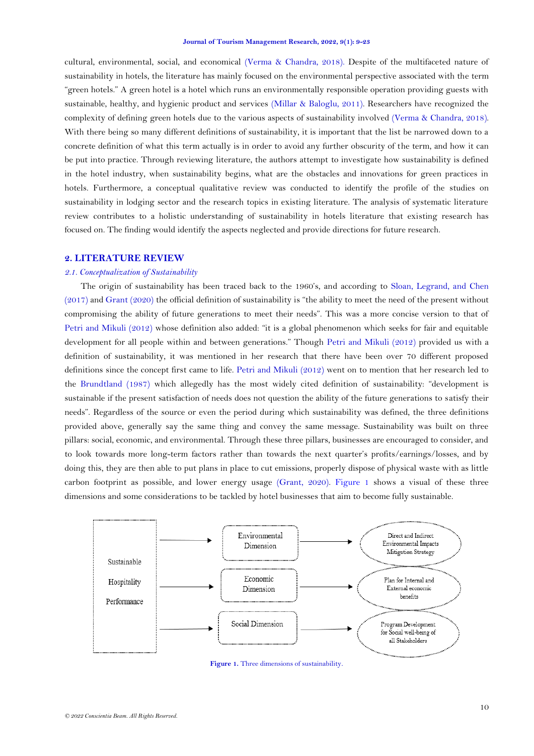cultural, environmental, social, and economical (Verma & Chandra, 2018). Despite of the multifaceted nature of sustainability in hotels, the literature has mainly focused on the environmental perspective associated with the term "green hotels." A green hotel is a hotel which runs an environmentally responsible operation providing guests with sustainable, healthy, and hygienic product and services (Millar & Baloglu, 2011). Researchers have recognized the complexity of defining green hotels due to the various aspects of sustainability involved (Verma & Chandra, 2018). With there being so many different definitions of sustainability, it is important that the list be narrowed down to a concrete definition of what this term actually is in order to avoid any further obscurity of the term, and how it can be put into practice. Through reviewing literature, the authors attempt to investigate how sustainability is defined in the hotel industry, when sustainability begins, what are the obstacles and innovations for green practices in hotels. Furthermore, a conceptual qualitative review was conducted to identify the profile of the studies on sustainability in lodging sector and the research topics in existing literature. The analysis of systematic literature review contributes to a holistic understanding of sustainability in hotels literature that existing research has focused on. The finding would identify the aspects neglected and provide directions for future research.

## 2. LITERATURE REVIEW

### *2.1. Conceptualization of Sustainability*

The origin of sustainability has been traced back to the 1960's, and according to Sloan, Legrand, and Chen (2017) and Grant (2020) the official definition of sustainability is "the ability to meet the need of the present without compromising the ability of future generations to meet their needs". This was a more concise version to that of Petri and Mikuli (2012) whose definition also added: "it is a global phenomenon which seeks for fair and equitable development for all people within and between generations." Though Petri and Mikuli (2012) provided us with a definition of sustainability, it was mentioned in her research that there have been over 70 different proposed definitions since the concept first came to life. Petri and Mikuli (2012) went on to mention that her research led to the Brundtland (1987) which allegedly has the most widely cited definition of sustainability: "development is sustainable if the present satisfaction of needs does not question the ability of the future generations to satisfy their needs". Regardless of the source or even the period during which sustainability was defined, the three definitions provided above, generally say the same thing and convey the same message. Sustainability was built on three pillars: social, economic, and environmental. Through these three pillars, businesses are encouraged to consider, and to look towards more long-term factors rather than towards the next quarter's profits/earnings/losses, and by doing this, they are then able to put plans in place to cut emissions, properly dispose of physical waste with as little carbon footprint as possible, and lower energy usage (Grant, 2020). Figure 1 shows a visual of these three dimensions and some considerations to be tackled by hotel businesses that aim to become fully sustainable.

**Figure 1.** Three dimensions of sustainability.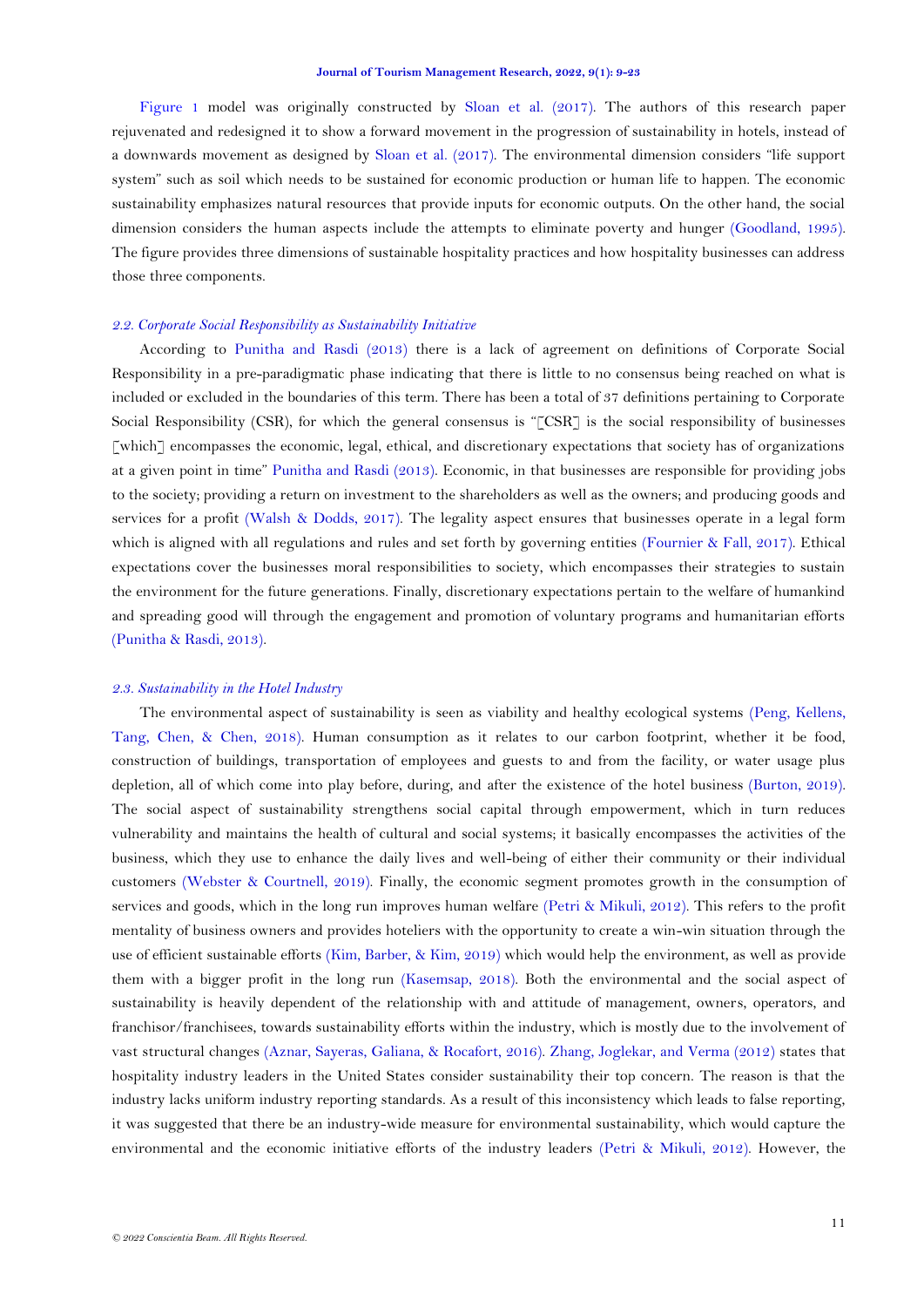Figure 1 model was originally constructed by Sloan et al. (2017). The authors of this research paper rejuvenated and redesigned it to show a forward movement in the progression of sustainability in hotels, instead of a downwards movement as designed by Sloan et al. (2017). The environmental dimension considers "life support system" such as soil which needs to be sustained for economic production or human life to happen. The economic sustainability emphasizes natural resources that provide inputs for economic outputs. On the other hand, the social dimension considers the human aspects include the attempts to eliminate poverty and hunger (Goodland, 1995). The figure provides three dimensions of sustainable hospitality practices and how hospitality businesses can address those three components.

### *2.2. Corporate Social Responsibility as Sustainability Initiative*

According to Punitha and Rasdi (2013) there is a lack of agreement on definitions of Corporate Social Responsibility in a pre-paradigmatic phase indicating that there is little to no consensus being reached on what is included or excluded in the boundaries of this term. There has been a total of 37 definitions pertaining to Corporate Social Responsibility (CSR), for which the general consensus is "[CSR] is the social responsibility of businesses [which] encompasses the economic, legal, ethical, and discretionary expectations that society has of organizations at a given point in time" Punitha and Rasdi (2013). Economic, in that businesses are responsible for providing jobs to the society; providing a return on investment to the shareholders as well as the owners; and producing goods and services for a profit (Walsh & Dodds, 2017). The legality aspect ensures that businesses operate in a legal form which is aligned with all regulations and rules and set forth by governing entities (Fournier & Fall, 2017). Ethical expectations cover the businesses moral responsibilities to society, which encompasses their strategies to sustain the environment for the future generations. Finally, discretionary expectations pertain to the welfare of humankind and spreading good will through the engagement and promotion of voluntary programs and humanitarian efforts (Punitha & Rasdi, 2013).

### *2.3. Sustainability in the Hotel Industry*

The environmental aspect of sustainability is seen as viability and healthy ecological systems (Peng, Kellens, Tang, Chen, & Chen, 2018). Human consumption as it relates to our carbon footprint, whether it be food, construction of buildings, transportation of employees and guests to and from the facility, or water usage plus depletion, all of which come into play before, during, and after the existence of the hotel business (Burton, 2019). The social aspect of sustainability strengthens social capital through empowerment, which in turn reduces vulnerability and maintains the health of cultural and social systems; it basically encompasses the activities of the business, which they use to enhance the daily lives and well-being of either their community or their individual customers (Webster & Courtnell, 2019). Finally, the economic segment promotes growth in the consumption of services and goods, which in the long run improves human welfare (Petri & Mikuli, 2012). This refers to the profit mentality of business owners and provides hoteliers with the opportunity to create a win-win situation through the use of efficient sustainable efforts (Kim, Barber, & Kim, 2019) which would help the environment, as well as provide them with a bigger profit in the long run (Kasemsap, 2018). Both the environmental and the social aspect of sustainability is heavily dependent of the relationship with and attitude of management, owners, operators, and franchisor/franchisees, towards sustainability efforts within the industry, which is mostly due to the involvement of vast structural changes (Aznar, Sayeras, Galiana, & Rocafort, 2016). Zhang, Joglekar, and Verma (2012) states that hospitality industry leaders in the United States consider sustainability their top concern. The reason is that the industry lacks uniform industry reporting standards. As a result of this inconsistency which leads to false reporting, it was suggested that there be an industry-wide measure for environmental sustainability, which would capture the environmental and the economic initiative efforts of the industry leaders (Petri & Mikuli, 2012). However, the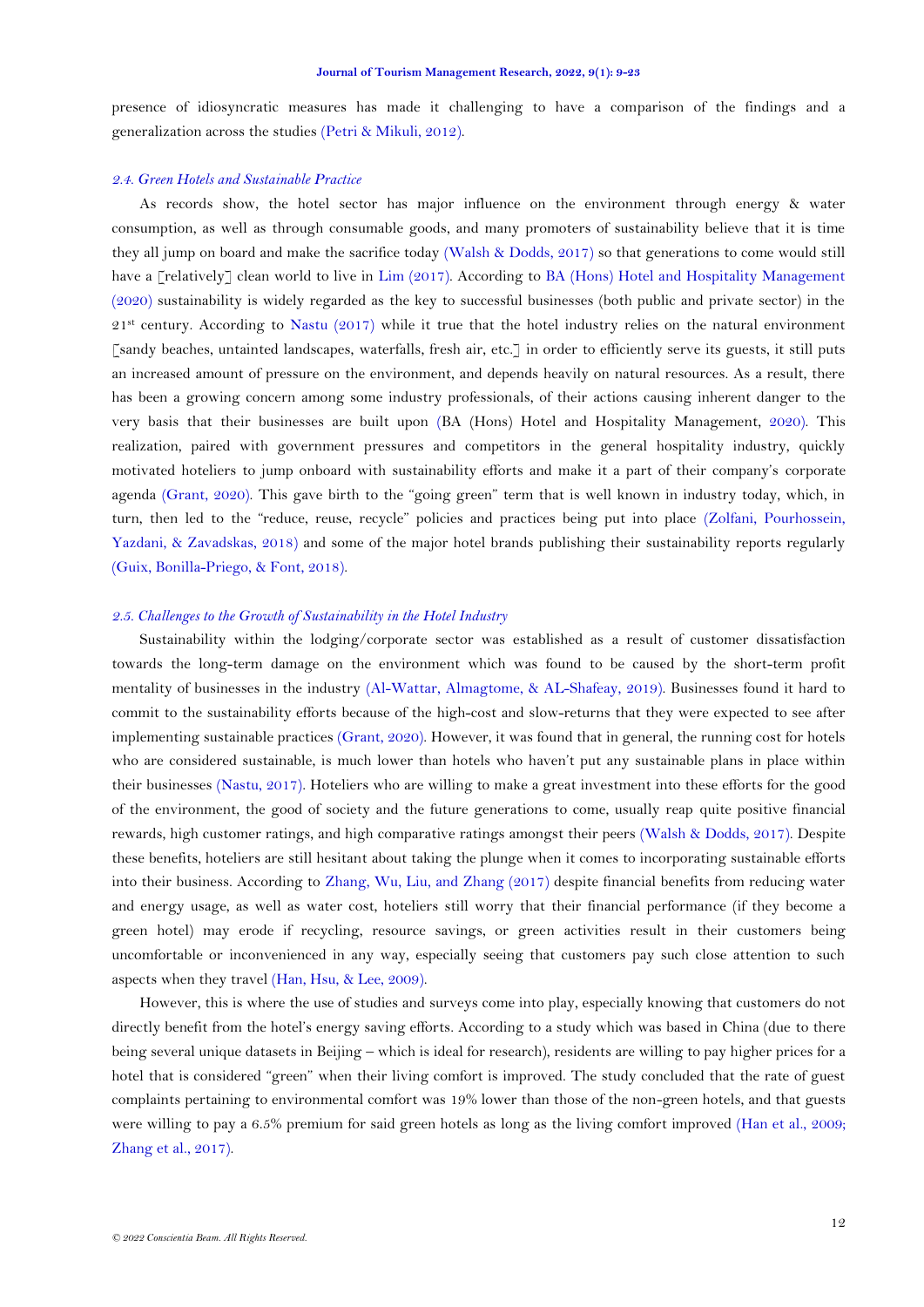presence of idiosyncratic measures has made it challenging to have a comparison of the findings and a generalization across the studies (Petri & Mikuli, 2012).

### *2.4. Green Hotels and Sustainable Practice*

As records show, the hotel sector has major influence on the environment through energy & water consumption, as well as through consumable goods, and many promoters of sustainability believe that it is time they all jump on board and make the sacrifice today (Walsh & Dodds, 2017) so that generations to come would still have a [relatively] clean world to live in Lim (2017). According to BA (Hons) Hotel and Hospitality Management (2020) sustainability is widely regarded as the key to successful businesses (both public and private sector) in the 21st century. According to Nastu (2017) while it true that the hotel industry relies on the natural environment [sandy beaches, untainted landscapes, waterfalls, fresh air, etc.] in order to efficiently serve its guests, it still puts an increased amount of pressure on the environment, and depends heavily on natural resources. As a result, there has been a growing concern among some industry professionals, of their actions causing inherent danger to the very basis that their businesses are built upon (BA (Hons) Hotel and Hospitality Management, 2020). This realization, paired with government pressures and competitors in the general hospitality industry, quickly motivated hoteliers to jump onboard with sustainability efforts and make it a part of their company's corporate agenda (Grant, 2020). This gave birth to the "going green" term that is well known in industry today, which, in turn, then led to the "reduce, reuse, recycle" policies and practices being put into place (Zolfani, Pourhossein, Yazdani, & Zavadskas, 2018) and some of the major hotel brands publishing their sustainability reports regularly (Guix, Bonilla-Priego, & Font, 2018).

### *2.5. Challenges to the Growth of Sustainability in the Hotel Industry*

Sustainability within the lodging/corporate sector was established as a result of customer dissatisfaction towards the long-term damage on the environment which was found to be caused by the short-term profit mentality of businesses in the industry (Al-Wattar, Almagtome, & AL-Shafeay, 2019). Businesses found it hard to commit to the sustainability efforts because of the high-cost and slow-returns that they were expected to see after implementing sustainable practices (Grant, 2020). However, it was found that in general, the running cost for hotels who are considered sustainable, is much lower than hotels who haven't put any sustainable plans in place within their businesses (Nastu, 2017). Hoteliers who are willing to make a great investment into these efforts for the good of the environment, the good of society and the future generations to come, usually reap quite positive financial rewards, high customer ratings, and high comparative ratings amongst their peers (Walsh & Dodds, 2017). Despite these benefits, hoteliers are still hesitant about taking the plunge when it comes to incorporating sustainable efforts into their business. According to Zhang, Wu, Liu, and Zhang (2017) despite financial benefits from reducing water and energy usage, as well as water cost, hoteliers still worry that their financial performance (if they become a green hotel) may erode if recycling, resource savings, or green activities result in their customers being uncomfortable or inconvenienced in any way, especially seeing that customers pay such close attention to such aspects when they travel (Han, Hsu, & Lee, 2009).

However, this is where the use of studies and surveys come into play, especially knowing that customers do not directly benefit from the hotel's energy saving efforts. According to a study which was based in China (due to there being several unique datasets in Beijing – which is ideal for research), residents are willing to pay higher prices for a hotel that is considered "green" when their living comfort is improved. The study concluded that the rate of guest complaints pertaining to environmental comfort was 19% lower than those of the non-green hotels, and that guests were willing to pay a 6.5% premium for said green hotels as long as the living comfort improved (Han et al., 2009; Zhang et al., 2017).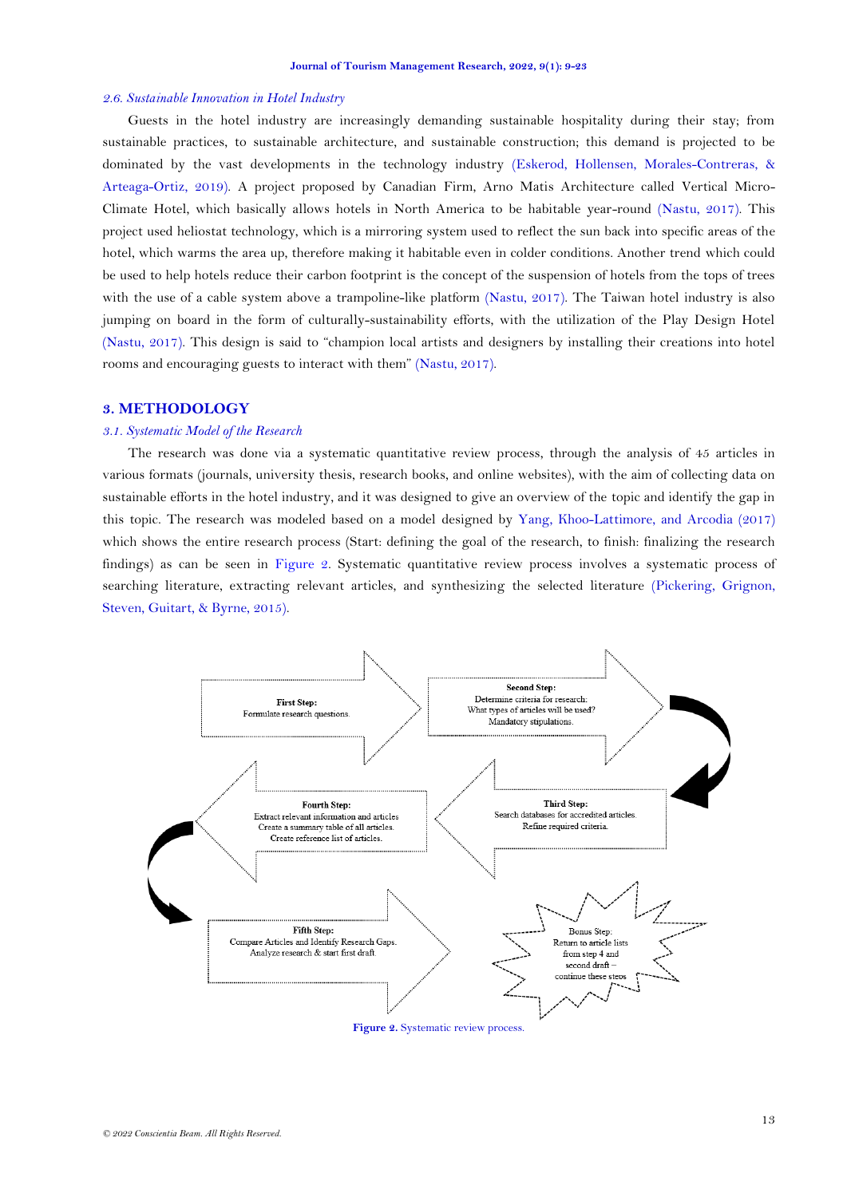### *2.6. Sustainable Innovation in Hotel Industry*

Guests in the hotel industry are increasingly demanding sustainable hospitality during their stay; from sustainable practices, to sustainable architecture, and sustainable construction; this demand is projected to be dominated by the vast developments in the technology industry (Eskerod, Hollensen, Morales-Contreras, & Arteaga-Ortiz, 2019). A project proposed by Canadian Firm, Arno Matis Architecture called Vertical Micro-Climate Hotel, which basically allows hotels in North America to be habitable year-round (Nastu, 2017). This project used heliostat technology, which is a mirroring system used to reflect the sun back into specific areas of the hotel, which warms the area up, therefore making it habitable even in colder conditions. Another trend which could be used to help hotels reduce their carbon footprint is the concept of the suspension of hotels from the tops of trees with the use of a cable system above a trampoline-like platform (Nastu, 2017). The Taiwan hotel industry is also jumping on board in the form of culturally-sustainability efforts, with the utilization of the Play Design Hotel (Nastu, 2017). This design is said to "champion local artists and designers by installing their creations into hotel rooms and encouraging guests to interact with them" (Nastu, 2017).

## 3. METHODOLOGY

### *3.1. Systematic Model of the Research*

The research was done via a systematic quantitative review process, through the analysis of 45 articles in various formats (journals, university thesis, research books, and online websites), with the aim of collecting data on sustainable efforts in the hotel industry, and it was designed to give an overview of the topic and identify the gap in this topic. The research was modeled based on a model designed by Yang, Khoo-Lattimore, and Arcodia (2017) which shows the entire research process (Start: defining the goal of the research, to finish: finalizing the research findings) as can be seen in Figure 2. Systematic quantitative review process involves a systematic process of searching literature, extracting relevant articles, and synthesizing the selected literature (Pickering, Grignon, Steven, Guitart, & Byrne, 2015).

**First Step:** Formulate research questions.

**Second Step:** Determine criteria for research: What types of articles will be used? Mandatory stipulations.

**Third Step:** Search databases for accredited articles. Refine required criteria.

**Fourth Step:** Extract relevant information and articles. Create a summary table of all articles. Create reference list of articles.

**Fifth Step:** Compare Articles and Identify Research Gaps. Analyze research & start first draft.

Bonus Step: Return to article lists from step 4 and second draft – continue these steps

**Figure 2.** Systematic review process.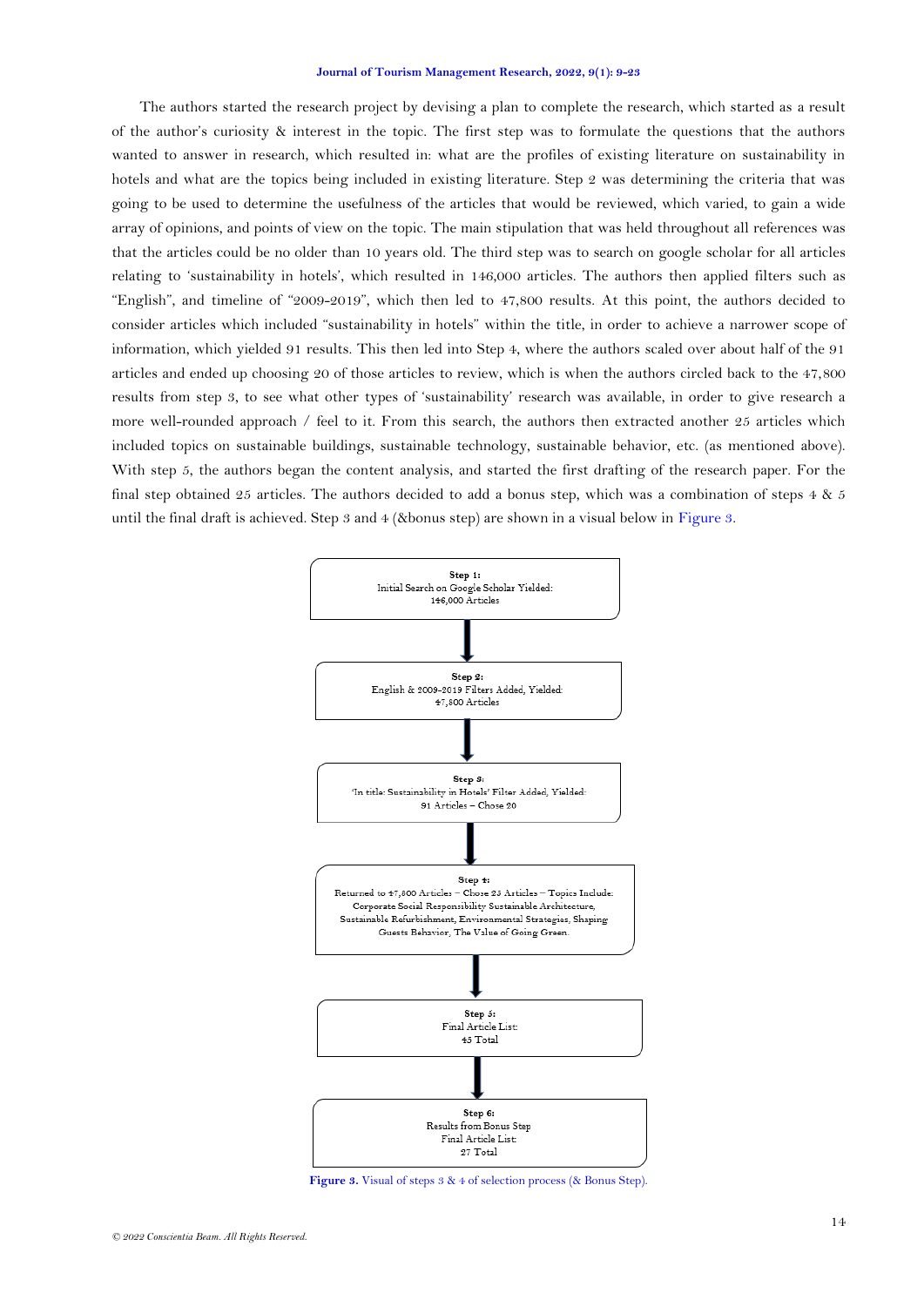The authors started the research project by devising a plan to complete the research, which started as a result of the author's curiosity & interest in the topic. The first step was to formulate the questions that the authors wanted to answer in research, which resulted in: what are the profiles of existing literature on sustainability in hotels and what are the topics being included in existing literature. Step 2 was determining the criteria that was going to be used to determine the usefulness of the articles that would be reviewed, which varied, to gain a wide array of opinions, and points of view on the topic. The main stipulation that was held throughout all references was that the articles could be no older than 10 years old. The third step was to search on google scholar for all articles relating to 'sustainability in hotels', which resulted in 146,000 articles. The authors then applied filters such as "English", and timeline of "2009-2019", which then led to 47,800 results. At this point, the authors decided to consider articles which included "sustainability in hotels" within the title, in order to achieve a narrower scope of information, which yielded 91 results. This then led into Step 4, where the authors scaled over about half of the 91 articles and ended up choosing 20 of those articles to review, which is when the authors circled back to the 47,800 results from step 3, to see what other types of 'sustainability' research was available, in order to give research a more well-rounded approach / feel to it. From this search, the authors then extracted another 25 articles which included topics on sustainable buildings, sustainable technology, sustainable behavior, etc. (as mentioned above). With step 5, the authors began the content analysis, and started the first drafting of the research paper. For the final step obtained 25 articles. The authors decided to add a bonus step, which was a combination of steps 4 & 5 until the final draft is achieved. Step 3 and 4 (&bonus step) are shown in a visual below in Figure 3.

**Step 1:**
Initial Search on Google Scholar Yielded:
146,000 Articles

↓

**Step 2:**
English & 2009-2019 Filters Added, Yielded:
47,800 Articles

↓

**Step 3:**
'In title: Sustainability in Hotels' Filter Added, Yielded:
91 Articles – Chose 20

↓

**Step 4:**
Returned to 47,800 Articles – Chose 25 Articles – Topics Include:
Corporate Social Responsibility Sustainable Architecture,
Sustainable Refurbishment, Environmental Strategies, Shaping
Guests Behavior, The Value of Going Green.

↓

**Step 5:**
Final Article List:
45 Total

↓

**Step 6:**
Results from Bonus Step
Final Article List:
27 Total

**Figure 3.** Visual of steps 3 & 4 of selection process (& Bonus Step).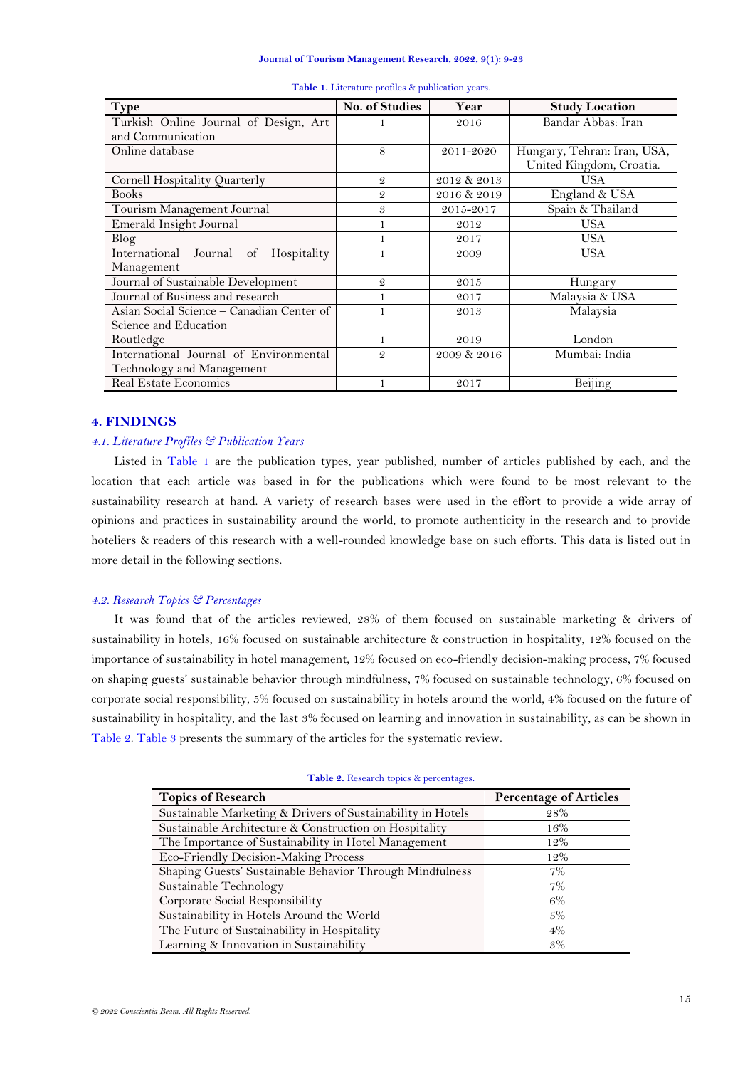**Table 1.** Literature profiles & publication years.

| Type | No. of Studies | Year | Study Location |
|---|---|---|---|
| Turkish Online Journal of Design, Art and Communication | 1 | 2016 | Bandar Abbas: Iran |
| Online database | 8 | 2011-2020 | Hungary, Tehran: Iran, USA, United Kingdom, Croatia. |
| Cornell Hospitality Quarterly | 2 | 2012 & 2013 | USA |
| Books | 2 | 2016 & 2019 | England & USA |
| Tourism Management Journal | 3 | 2015-2017 | Spain & Thailand |
| Emerald Insight Journal | 1 | 2012 | USA |
| Blog | 1 | 2017 | USA |
| International Journal of Hospitality Management | 1 | 2009 | USA |
| Journal of Sustainable Development | 2 | 2015 | Hungary |
| Journal of Business and research | 1 | 2017 | Malaysia & USA |
| Asian Social Science – Canadian Center of Science and Education | 1 | 2013 | Malaysia |
| Routledge | 1 | 2019 | London |
| International Journal of Environmental Technology and Management | 2 | 2009 & 2016 | Mumbai: India |
| Real Estate Economics | 1 | 2017 | Beijing |

## 4. FINDINGS

### *4.1. Literature Profiles & Publication Years*

Listed in Table 1 are the publication types, year published, number of articles published by each, and the location that each article was based in for the publications which were found to be most relevant to the sustainability research at hand. A variety of research bases were used in the effort to provide a wide array of opinions and practices in sustainability around the world, to promote authenticity in the research and to provide hoteliers & readers of this research with a well-rounded knowledge base on such efforts. This data is listed out in more detail in the following sections.

### *4.2. Research Topics & Percentages*

It was found that of the articles reviewed, 28% of them focused on sustainable marketing & drivers of sustainability in hotels, 16% focused on sustainable architecture & construction in hospitality, 12% focused on the importance of sustainability in hotel management, 12% focused on eco-friendly decision-making process, 7% focused on shaping guests' sustainable behavior through mindfulness, 7% focused on sustainable technology, 6% focused on corporate social responsibility, 5% focused on sustainability in hotels around the world, 4% focused on the future of sustainability in hospitality, and the last 3% focused on learning and innovation in sustainability, as can be shown in Table 2. Table 3 presents the summary of the articles for the systematic review.

**Table 2.** Research topics & percentages.

| Topics of Research | Percentage of Articles |
|---|---|
| Sustainable Marketing & Drivers of Sustainability in Hotels | 28% |
| Sustainable Architecture & Construction on Hospitality | 16% |
| The Importance of Sustainability in Hotel Management | 12% |
| Eco-Friendly Decision-Making Process | 12% |
| Shaping Guests' Sustainable Behavior Through Mindfulness | 7% |
| Sustainable Technology | 7% |
| Corporate Social Responsibility | 6% |
| Sustainability in Hotels Around the World | 5% |
| The Future of Sustainability in Hospitality | 4% |
| Learning & Innovation in Sustainability | 3% |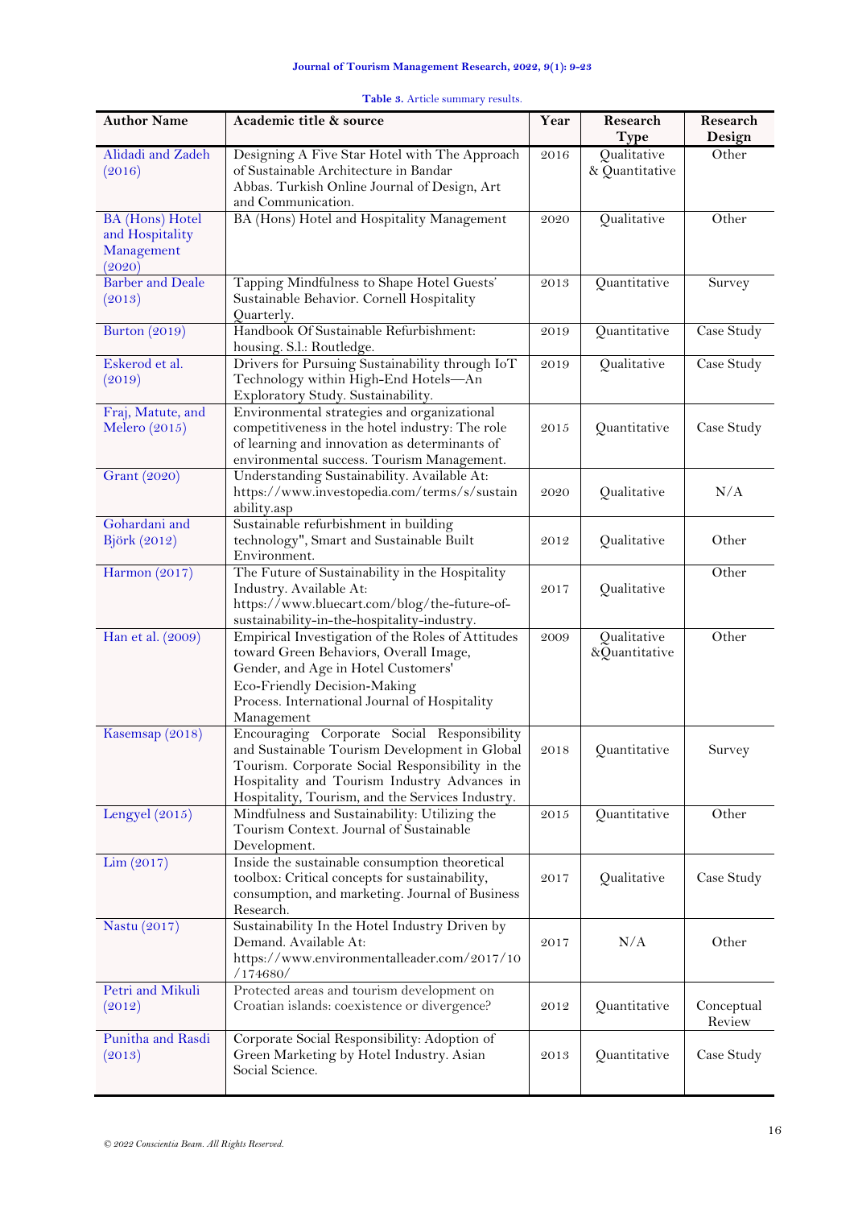**Table 3.** Article summary results.

| Author Name | Academic title & source | Year | Research Type | Research Design |
|---|---|---|---|---|
| Alidadi and Zadeh (2016) | Designing A Five Star Hotel with The Approach of Sustainable Architecture in Bandar Abbas. Turkish Online Journal of Design, Art and Communication. | 2016 | Qualitative & Quantitative | Other |
| BA (Hons) Hotel and Hospitality Management (2020) | BA (Hons) Hotel and Hospitality Management | 2020 | Qualitative | Other |
| Barber and Deale (2013) | Tapping Mindfulness to Shape Hotel Guests' Sustainable Behavior. Cornell Hospitality Quarterly. | 2013 | Quantitative | Survey |
| Burton (2019) | Handbook Of Sustainable Refurbishment: housing. S.l.: Routledge. | 2019 | Quantitative | Case Study |
| Eskerod et al. (2019) | Drivers for Pursuing Sustainability through IoT Technology within High-End Hotels—An Exploratory Study. Sustainability. | 2019 | Qualitative | Case Study |
| Fraj, Matute, and Melero (2015) | Environmental strategies and organizational competitiveness in the hotel industry: The role of learning and innovation as determinants of environmental success. Tourism Management. | 2015 | Quantitative | Case Study |
| Grant (2020) | Understanding Sustainability. Available At: https://www.investopedia.com/terms/s/sustainability.asp | 2020 | Qualitative | N/A |
| Gohardani and Björk (2012) | Sustainable refurbishment in building technology", Smart and Sustainable Built Environment. | 2012 | Qualitative | Other |
| Harmon (2017) | The Future of Sustainability in the Hospitality Industry. Available At: https://www.bluecart.com/blog/the-future-of-sustainability-in-the-hospitality-industry. | 2017 | Qualitative | Other |
| Han et al. (2009) | Empirical Investigation of the Roles of Attitudes toward Green Behaviors, Overall Image, Gender, and Age in Hotel Customers' Eco-Friendly Decision-Making Process. International Journal of Hospitality Management | 2009 | Qualitative &Quantitative | Other |
| Kasemsap (2018) | Encouraging Corporate Social Responsibility and Sustainable Tourism Development in Global Tourism. Corporate Social Responsibility in the Hospitality and Tourism Industry Advances in Hospitality, Tourism, and the Services Industry. | 2018 | Quantitative | Survey |
| Lengyel (2015) | Mindfulness and Sustainability: Utilizing the Tourism Context. Journal of Sustainable Development. | 2015 | Quantitative | Other |
| Lim (2017) | Inside the sustainable consumption theoretical toolbox: Critical concepts for sustainability, consumption, and marketing. Journal of Business Research. | 2017 | Qualitative | Case Study |
| Nastu (2017) | Sustainability In the Hotel Industry Driven by Demand. Available At: https://www.environmentalleader.com/2017/10/174680/ | 2017 | N/A | Other |
| Petri and Mikuli (2012) | Protected areas and tourism development on Croatian islands: coexistence or divergence? | 2012 | Quantitative | Conceptual Review |
| Punitha and Rasdi (2013) | Corporate Social Responsibility: Adoption of Green Marketing by Hotel Industry. Asian Social Science. | 2013 | Quantitative | Case Study |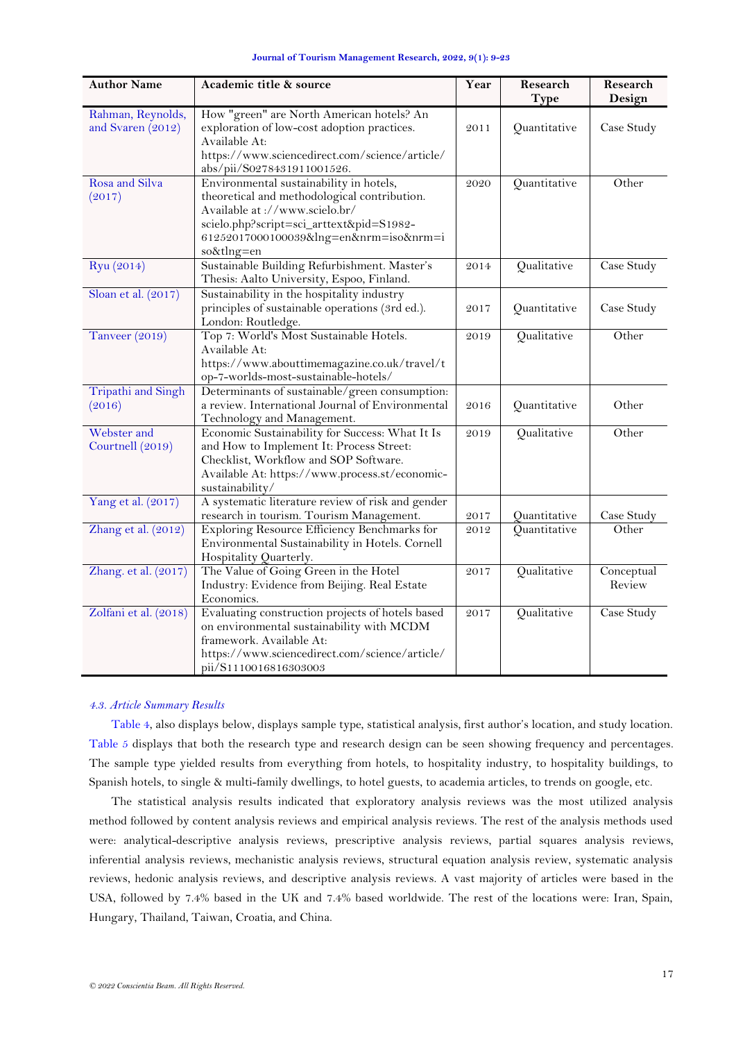| Author Name | Academic title & source | Year | Research Type | Research Design |
|---|---|---|---|---|
| Rahman, Reynolds, and Svaren (2012) | How "green" are North American hotels? An exploration of low-cost adoption practices. Available At: https://www.sciencedirect.com/science/article/abs/pii/S0278431911001526. | 2011 | Quantitative | Case Study |
| Rosa and Silva (2017) | Environmental sustainability in hotels, theoretical and methodological contribution. Available at ://www.scielo.br/scielo.php?script=sci_arttext&pid=S1982-61252017000100039&lng=en&nrm=iso&nrm=iso&tlng=en | 2020 | Quantitative | Other |
| Ryu (2014) | Sustainable Building Refurbishment. Master's Thesis: Aalto University, Espoo, Finland. | 2014 | Qualitative | Case Study |
| Sloan et al. (2017) | Sustainability in the hospitality industry principles of sustainable operations (3rd ed.). London: Routledge. | 2017 | Quantitative | Case Study |
| Tanveer (2019) | Top 7: World's Most Sustainable Hotels. Available At: https://www.abouttimemagazine.co.uk/travel/top-7-worlds-most-sustainable-hotels/ | 2019 | Qualitative | Other |
| Tripathi and Singh (2016) | Determinants of sustainable/green consumption: a review. International Journal of Environmental Technology and Management. | 2016 | Quantitative | Other |
| Webster and Courtnell (2019) | Economic Sustainability for Success: What It Is and How to Implement It: Process Street: Checklist, Workflow and SOP Software. Available At: https://www.process.st/economic-sustainability/ | 2019 | Qualitative | Other |
| Yang et al. (2017) | A systematic literature review of risk and gender research in tourism. Tourism Management. | 2017 | Quantitative | Case Study |
| Zhang et al. (2012) | Exploring Resource Efficiency Benchmarks for Environmental Sustainability in Hotels. Cornell Hospitality Quarterly. | 2012 | Quantitative | Other |
| Zhang. et al. (2017) | The Value of Going Green in the Hotel Industry: Evidence from Beijing. Real Estate Economics. | 2017 | Qualitative | Conceptual Review |
| Zolfani et al. (2018) | Evaluating construction projects of hotels based on environmental sustainability with MCDM framework. Available At: https://www.sciencedirect.com/science/article/pii/S1110016816303003 | 2017 | Qualitative | Case Study |

### *4.3. Article Summary Results*

Table 4, also displays below, displays sample type, statistical analysis, first author's location, and study location. Table 5 displays that both the research type and research design can be seen showing frequency and percentages. The sample type yielded results from everything from hotels, to hospitality industry, to hospitality buildings, to Spanish hotels, to single & multi-family dwellings, to hotel guests, to academia articles, to trends on google, etc.

The statistical analysis results indicated that exploratory analysis reviews was the most utilized analysis method followed by content analysis reviews and empirical analysis reviews. The rest of the analysis methods used were: analytical-descriptive analysis reviews, prescriptive analysis reviews, partial squares analysis reviews, inferential analysis reviews, mechanistic analysis reviews, structural equation analysis review, systematic analysis reviews, hedonic analysis reviews, and descriptive analysis reviews. A vast majority of articles were based in the USA, followed by 7.4% based in the UK and 7.4% based worldwide. The rest of the locations were: Iran, Spain, Hungary, Thailand, Taiwan, Croatia, and China.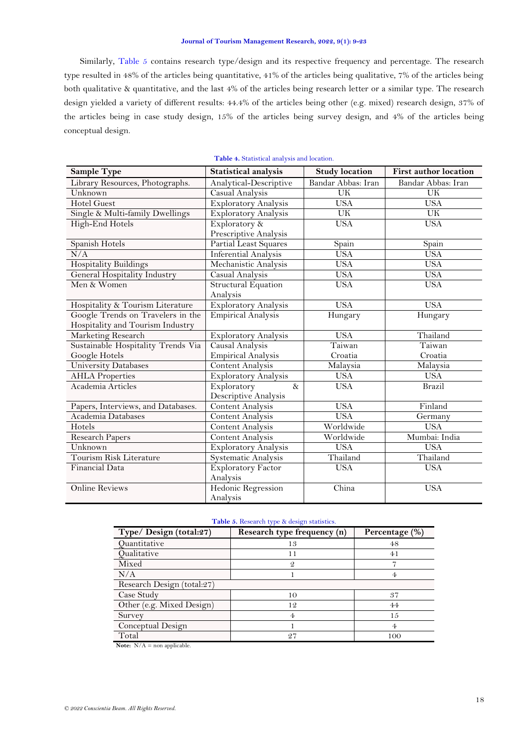Similarly, Table 5 contains research type/design and its respective frequency and percentage. The research type resulted in 48% of the articles being quantitative, 41% of the articles being qualitative, 7% of the articles being both qualitative & quantitative, and the last 4% of the articles being research letter or a similar type. The research design yielded a variety of different results: 44.4% of the articles being other (e.g. mixed) research design, 37% of the articles being in case study design, 15% of the articles being survey design, and 4% of the articles being conceptual design.

**Table 4.** Statistical analysis and location.

| Sample Type | Statistical analysis | Study location | First author location |
|---|---|---|---|
| Library Resources, Photographs. | Analytical-Descriptive | Bandar Abbas: Iran | Bandar Abbas: Iran |
| Unknown | Casual Analysis | UK | UK |
| Hotel Guest | Exploratory Analysis | USA | USA |
| Single & Multi-family Dwellings | Exploratory Analysis | UK | UK |
| High-End Hotels | Exploratory & Prescriptive Analysis | USA | USA |
| Spanish Hotels | Partial Least Squares | Spain | Spain |
| N/A | Inferential Analysis | USA | USA |
| Hospitality Buildings | Mechanistic Analysis | USA | USA |
| General Hospitality Industry | Casual Analysis | USA | USA |
| Men & Women | Structural Equation Analysis | USA | USA |
| Hospitality & Tourism Literature | Exploratory Analysis | USA | USA |
| Google Trends on Travelers in the Hospitality and Tourism Industry | Empirical Analysis | Hungary | Hungary |
| Marketing Research | Exploratory Analysis | USA | Thailand |
| Sustainable Hospitality Trends Via Google Hotels | Causal Analysis Empirical Analysis | Taiwan Croatia | Taiwan Croatia |
| University Databases | Content Analysis | Malaysia | Malaysia |
| AHLA Properties | Exploratory Analysis | USA | USA |
| Academia Articles | Exploratory & Descriptive Analysis | USA | Brazil |
| Papers, Interviews, and Databases. | Content Analysis | USA | Finland |
| Academia Databases | Content Analysis | USA | Germany |
| Hotels | Content Analysis | Worldwide | USA |
| Research Papers | Content Analysis | Worldwide | Mumbai: India |
| Unknown | Exploratory Analysis | USA | USA |
| Tourism Risk Literature | Systematic Analysis | Thailand | Thailand |
| Financial Data | Exploratory Factor Analysis | USA | USA |
| Online Reviews | Hedonic Regression Analysis | China | USA |

**Table 5.** Research type & design statistics.

| Type/ Design (total:27) | Research type frequency (n) | Percentage (%) |
|---|---|---|
| Quantitative | 13 | 48 |
| Qualitative | 11 | 41 |
| Mixed | 2 | 7 |
| N/A | 1 | 4 |
| Research Design (total:27) | | |
| Case Study | 10 | 37 |
| Other (e.g. Mixed Design) | 12 | 44 |
| Survey | 4 | 15 |
| Conceptual Design | 1 | 4 |
| Total | 27 | 100 |

**Note:** N/A = non applicable.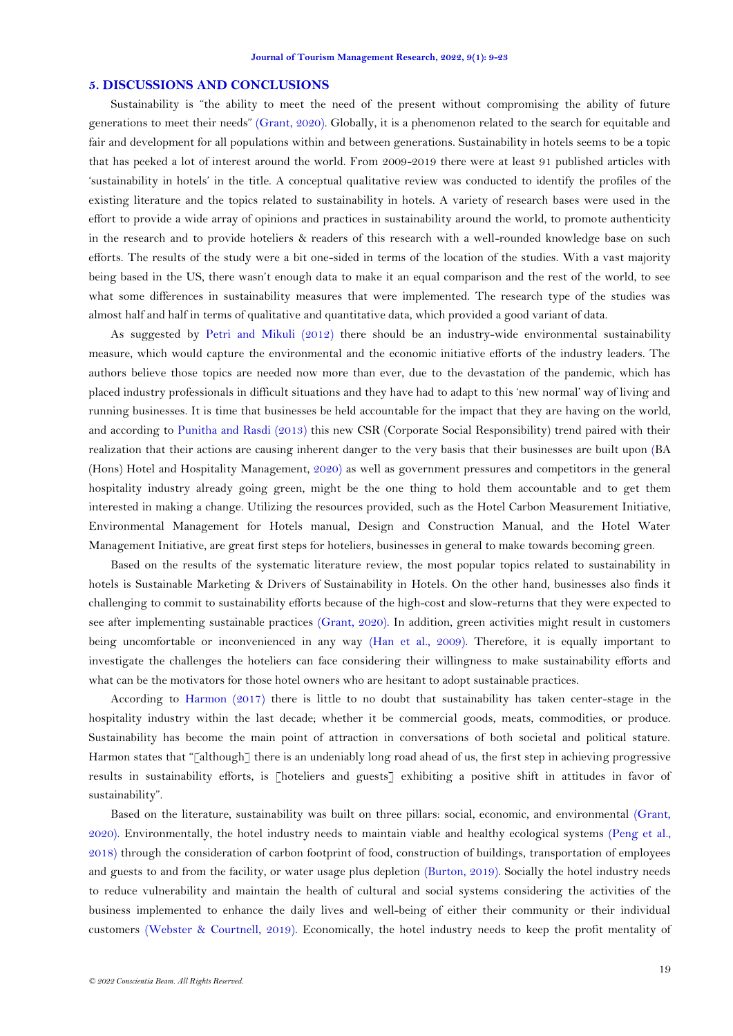## 5. DISCUSSIONS AND CONCLUSIONS

Sustainability is "the ability to meet the need of the present without compromising the ability of future generations to meet their needs" (Grant, 2020). Globally, it is a phenomenon related to the search for equitable and fair and development for all populations within and between generations. Sustainability in hotels seems to be a topic that has peeked a lot of interest around the world. From 2009-2019 there were at least 91 published articles with 'sustainability in hotels' in the title. A conceptual qualitative review was conducted to identify the profiles of the existing literature and the topics related to sustainability in hotels. A variety of research bases were used in the effort to provide a wide array of opinions and practices in sustainability around the world, to promote authenticity in the research and to provide hoteliers & readers of this research with a well-rounded knowledge base on such efforts. The results of the study were a bit one-sided in terms of the location of the studies. With a vast majority being based in the US, there wasn't enough data to make it an equal comparison and the rest of the world, to see what some differences in sustainability measures that were implemented. The research type of the studies was almost half and half in terms of qualitative and quantitative data, which provided a good variant of data.

As suggested by Petri and Mikuli (2012) there should be an industry-wide environmental sustainability measure, which would capture the environmental and the economic initiative efforts of the industry leaders. The authors believe those topics are needed now more than ever, due to the devastation of the pandemic, which has placed industry professionals in difficult situations and they have had to adapt to this 'new normal' way of living and running businesses. It is time that businesses be held accountable for the impact that they are having on the world, and according to Punitha and Rasdi (2013) this new CSR (Corporate Social Responsibility) trend paired with their realization that their actions are causing inherent danger to the very basis that their businesses are built upon (BA (Hons) Hotel and Hospitality Management, 2020) as well as government pressures and competitors in the general hospitality industry already going green, might be the one thing to hold them accountable and to get them interested in making a change. Utilizing the resources provided, such as the Hotel Carbon Measurement Initiative, Environmental Management for Hotels manual, Design and Construction Manual, and the Hotel Water Management Initiative, are great first steps for hoteliers, businesses in general to make towards becoming green.

Based on the results of the systematic literature review, the most popular topics related to sustainability in hotels is Sustainable Marketing & Drivers of Sustainability in Hotels. On the other hand, businesses also finds it challenging to commit to sustainability efforts because of the high-cost and slow-returns that they were expected to see after implementing sustainable practices (Grant, 2020). In addition, green activities might result in customers being uncomfortable or inconvenienced in any way (Han et al., 2009). Therefore, it is equally important to investigate the challenges the hoteliers can face considering their willingness to make sustainability efforts and what can be the motivators for those hotel owners who are hesitant to adopt sustainable practices.

According to Harmon (2017) there is little to no doubt that sustainability has taken center-stage in the hospitality industry within the last decade; whether it be commercial goods, meats, commodities, or produce. Sustainability has become the main point of attraction in conversations of both societal and political stature. Harmon states that "[although] there is an undeniably long road ahead of us, the first step in achieving progressive results in sustainability efforts, is [hoteliers and guests] exhibiting a positive shift in attitudes in favor of sustainability".

Based on the literature, sustainability was built on three pillars: social, economic, and environmental (Grant, 2020). Environmentally, the hotel industry needs to maintain viable and healthy ecological systems (Peng et al., 2018) through the consideration of carbon footprint of food, construction of buildings, transportation of employees and guests to and from the facility, or water usage plus depletion (Burton, 2019). Socially the hotel industry needs to reduce vulnerability and maintain the health of cultural and social systems considering the activities of the business implemented to enhance the daily lives and well-being of either their community or their individual customers (Webster & Courtnell, 2019). Economically, the hotel industry needs to keep the profit mentality of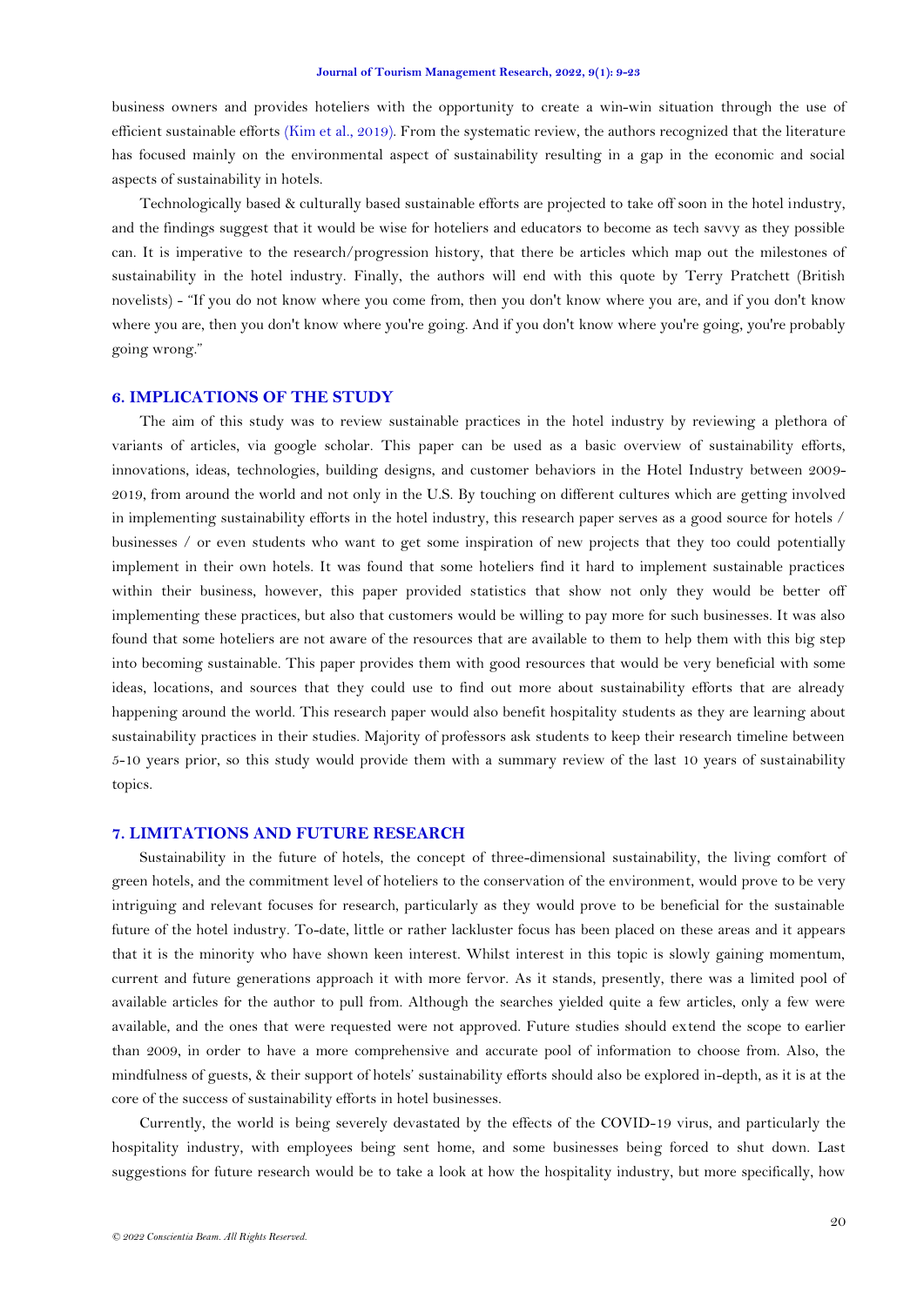business owners and provides hoteliers with the opportunity to create a win-win situation through the use of efficient sustainable efforts (Kim et al., 2019). From the systematic review, the authors recognized that the literature has focused mainly on the environmental aspect of sustainability resulting in a gap in the economic and social aspects of sustainability in hotels.

Technologically based & culturally based sustainable efforts are projected to take off soon in the hotel industry, and the findings suggest that it would be wise for hoteliers and educators to become as tech savvy as they possible can. It is imperative to the research/progression history, that there be articles which map out the milestones of sustainability in the hotel industry. Finally, the authors will end with this quote by Terry Pratchett (British novelists) - "If you do not know where you come from, then you don't know where you are, and if you don't know where you are, then you don't know where you're going. And if you don't know where you're going, you're probably going wrong."

## 6. IMPLICATIONS OF THE STUDY

The aim of this study was to review sustainable practices in the hotel industry by reviewing a plethora of variants of articles, via google scholar. This paper can be used as a basic overview of sustainability efforts, innovations, ideas, technologies, building designs, and customer behaviors in the Hotel Industry between 2009-2019, from around the world and not only in the U.S. By touching on different cultures which are getting involved in implementing sustainability efforts in the hotel industry, this research paper serves as a good source for hotels / businesses / or even students who want to get some inspiration of new projects that they too could potentially implement in their own hotels. It was found that some hoteliers find it hard to implement sustainable practices within their business, however, this paper provided statistics that show not only they would be better off implementing these practices, but also that customers would be willing to pay more for such businesses. It was also found that some hoteliers are not aware of the resources that are available to them to help them with this big step into becoming sustainable. This paper provides them with good resources that would be very beneficial with some ideas, locations, and sources that they could use to find out more about sustainability efforts that are already happening around the world. This research paper would also benefit hospitality students as they are learning about sustainability practices in their studies. Majority of professors ask students to keep their research timeline between 5-10 years prior, so this study would provide them with a summary review of the last 10 years of sustainability topics.

## 7. LIMITATIONS AND FUTURE RESEARCH

Sustainability in the future of hotels, the concept of three-dimensional sustainability, the living comfort of green hotels, and the commitment level of hoteliers to the conservation of the environment, would prove to be very intriguing and relevant focuses for research, particularly as they would prove to be beneficial for the sustainable future of the hotel industry. To-date, little or rather lackluster focus has been placed on these areas and it appears that it is the minority who have shown keen interest. Whilst interest in this topic is slowly gaining momentum, current and future generations approach it with more fervor. As it stands, presently, there was a limited pool of available articles for the author to pull from. Although the searches yielded quite a few articles, only a few were available, and the ones that were requested were not approved. Future studies should extend the scope to earlier than 2009, in order to have a more comprehensive and accurate pool of information to choose from. Also, the mindfulness of guests, & their support of hotels' sustainability efforts should also be explored in-depth, as it is at the core of the success of sustainability efforts in hotel businesses.

Currently, the world is being severely devastated by the effects of the COVID-19 virus, and particularly the hospitality industry, with employees being sent home, and some businesses being forced to shut down. Last suggestions for future research would be to take a look at how the hospitality industry, but more specifically, how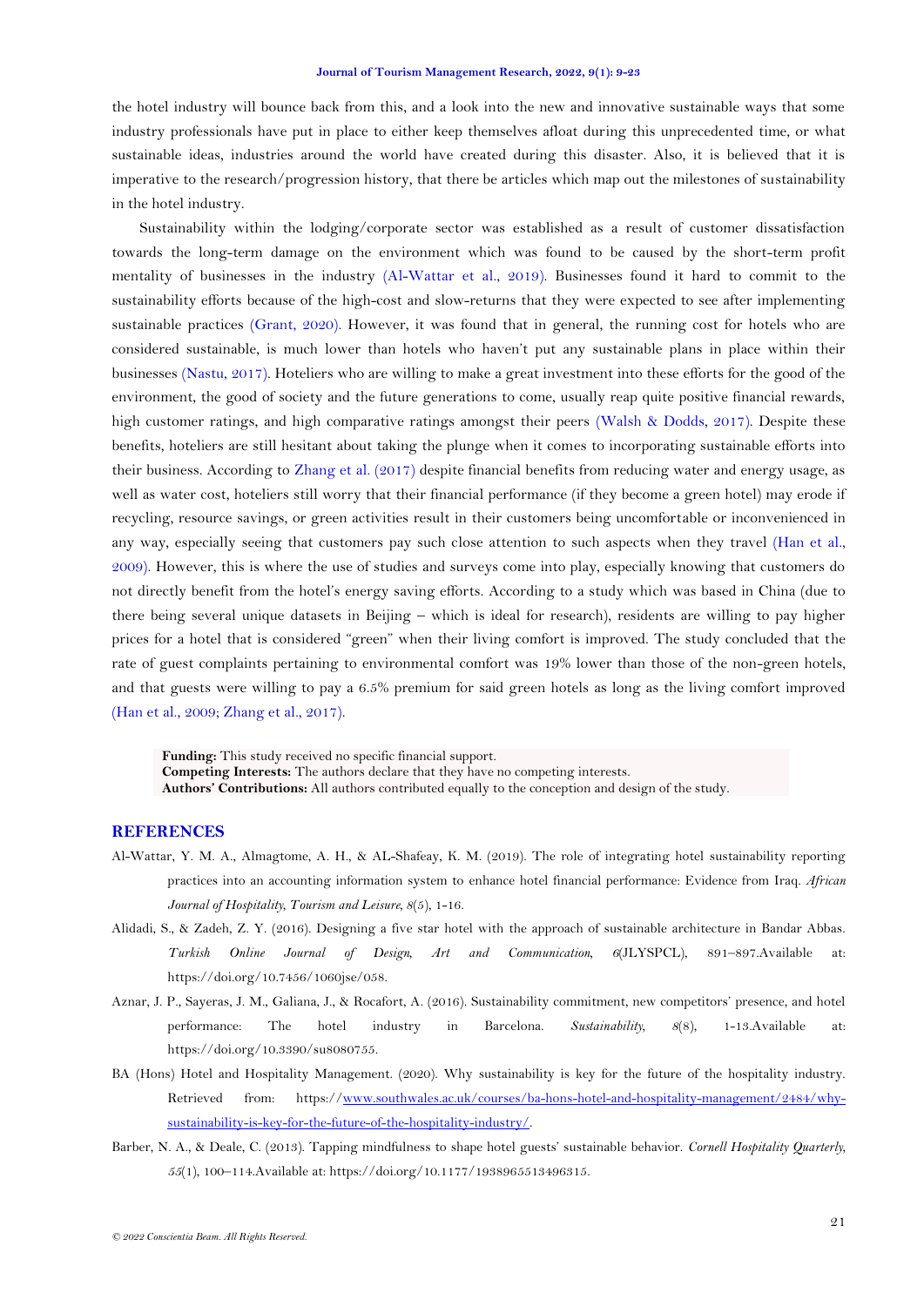the hotel industry will bounce back from this, and a look into the new and innovative sustainable ways that some industry professionals have put in place to either keep themselves afloat during this unprecedented time, or what sustainable ideas, industries around the world have created during this disaster. Also, it is believed that it is imperative to the research/progression history, that there be articles which map out the milestones of sustainability in the hotel industry.

Sustainability within the lodging/corporate sector was established as a result of customer dissatisfaction towards the long-term damage on the environment which was found to be caused by the short-term profit mentality of businesses in the industry (Al-Wattar et al., 2019). Businesses found it hard to commit to the sustainability efforts because of the high-cost and slow-returns that they were expected to see after implementing sustainable practices (Grant, 2020). However, it was found that in general, the running cost for hotels who are considered sustainable, is much lower than hotels who haven't put any sustainable plans in place within their businesses (Nastu, 2017). Hoteliers who are willing to make a great investment into these efforts for the good of the environment, the good of society and the future generations to come, usually reap quite positive financial rewards, high customer ratings, and high comparative ratings amongst their peers (Walsh & Dodds, 2017). Despite these benefits, hoteliers are still hesitant about taking the plunge when it comes to incorporating sustainable efforts into their business. According to Zhang et al. (2017) despite financial benefits from reducing water and energy usage, as well as water cost, hoteliers still worry that their financial performance (if they become a green hotel) may erode if recycling, resource savings, or green activities result in their customers being uncomfortable or inconvenienced in any way, especially seeing that customers pay such close attention to such aspects when they travel (Han et al., 2009). However, this is where the use of studies and surveys come into play, especially knowing that customers do not directly benefit from the hotel's energy saving efforts. According to a study which was based in China (due to there being several unique datasets in Beijing – which is ideal for research), residents are willing to pay higher prices for a hotel that is considered "green" when their living comfort is improved. The study concluded that the rate of guest complaints pertaining to environmental comfort was 19% lower than those of the non-green hotels, and that guests were willing to pay a 6.5% premium for said green hotels as long as the living comfort improved (Han et al., 2009; Zhang et al., 2017).

**Funding:** This study received no specific financial support.
**Competing Interests:** The authors declare that they have no competing interests.
**Authors' Contributions:** All authors contributed equally to the conception and design of the study.

## REFERENCES

Al-Wattar, Y. M. A., Almagtome, A. H., & AL-Shafeay, K. M. (2019). The role of integrating hotel sustainability reporting practices into an accounting information system to enhance hotel financial performance: Evidence from Iraq. *African Journal of Hospitality, Tourism and Leisure, 8*(5), 1-16.

Alidadi, S., & Zadeh, Z. Y. (2016). Designing a five star hotel with the approach of sustainable architecture in Bandar Abbas. *Turkish Online Journal of Design, Art and Communication, 6*(JLYSPCL), 891–897.Available at: https://doi.org/10.7456/1060jse/058.

Aznar, J. P., Sayeras, J. M., Galiana, J., & Rocafort, A. (2016). Sustainability commitment, new competitors' presence, and hotel performance: The hotel industry in Barcelona. *Sustainability, 8*(8), 1-13.Available at: https://doi.org/10.3390/su8080755.

BA (Hons) Hotel and Hospitality Management. (2020). Why sustainability is key for the future of the hospitality industry. Retrieved from: https://www.southwales.ac.uk/courses/ba-hons-hotel-and-hospitality-management/2484/why-sustainability-is-key-for-the-future-of-the-hospitality-industry/.

Barber, N. A., & Deale, C. (2013). Tapping mindfulness to shape hotel guests' sustainable behavior. *Cornell Hospitality Quarterly, 55*(1), 100–114.Available at: https://doi.org/10.1177/1938965513496315.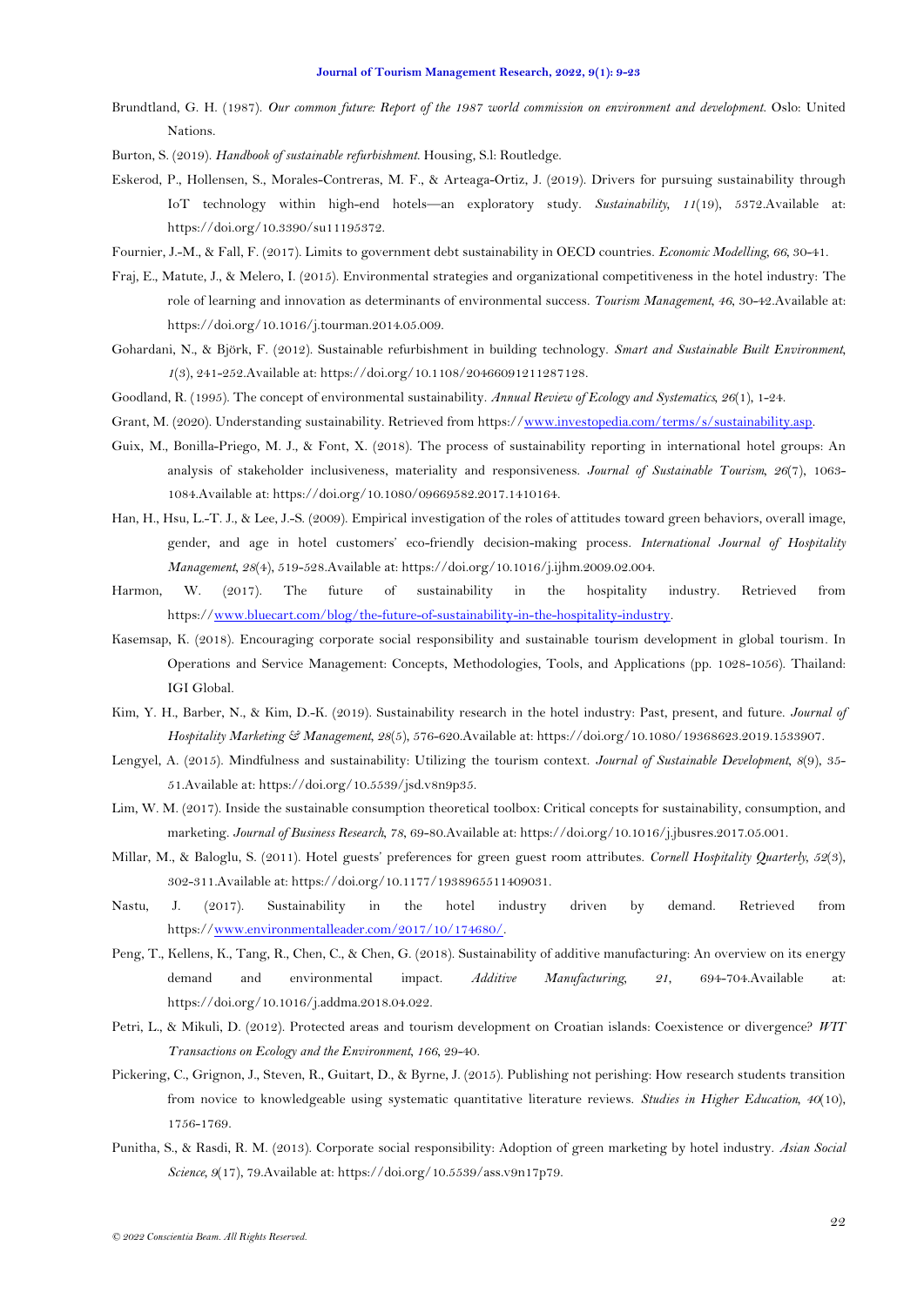Brundtland, G. H. (1987). *Our common future: Report of the 1987 world commission on environment and development*. Oslo: United Nations.

Burton, S. (2019). *Handbook of sustainable refurbishment*. Housing, S.l: Routledge.

Eskerod, P., Hollensen, S., Morales-Contreras, M. F., & Arteaga-Ortiz, J. (2019). Drivers for pursuing sustainability through IoT technology within high-end hotels—an exploratory study. *Sustainability*, *11*(19), 5372.Available at: https://doi.org/10.3390/su11195372.

Fournier, J.-M., & Fall, F. (2017). Limits to government debt sustainability in OECD countries. *Economic Modelling*, *66*, 30-41.

Fraj, E., Matute, J., & Melero, I. (2015). Environmental strategies and organizational competitiveness in the hotel industry: The role of learning and innovation as determinants of environmental success. *Tourism Management*, *46*, 30-42.Available at: https://doi.org/10.1016/j.tourman.2014.05.009.

Gohardani, N., & Björk, F. (2012). Sustainable refurbishment in building technology. *Smart and Sustainable Built Environment*, *1*(3), 241-252.Available at: https://doi.org/10.1108/20466091211287128.

Goodland, R. (1995). The concept of environmental sustainability. *Annual Review of Ecology and Systematics*, *26*(1), 1-24.

Grant, M. (2020). Understanding sustainability. Retrieved from https://www.investopedia.com/terms/s/sustainability.asp.

Guix, M., Bonilla-Priego, M. J., & Font, X. (2018). The process of sustainability reporting in international hotel groups: An analysis of stakeholder inclusiveness, materiality and responsiveness. *Journal of Sustainable Tourism*, *26*(7), 1063-1084.Available at: https://doi.org/10.1080/09669582.2017.1410164.

Han, H., Hsu, L.-T. J., & Lee, J.-S. (2009). Empirical investigation of the roles of attitudes toward green behaviors, overall image, gender, and age in hotel customers' eco-friendly decision-making process. *International Journal of Hospitality Management*, *28*(4), 519-528.Available at: https://doi.org/10.1016/j.ijhm.2009.02.004.

Harmon, W. (2017). The future of sustainability in the hospitality industry. Retrieved from https://www.bluecart.com/blog/the-future-of-sustainability-in-the-hospitality-industry.

Kasemsap, K. (2018). Encouraging corporate social responsibility and sustainable tourism development in global tourism. In Operations and Service Management: Concepts, Methodologies, Tools, and Applications (pp. 1028-1056). Thailand: IGI Global.

Kim, Y. H., Barber, N., & Kim, D.-K. (2019). Sustainability research in the hotel industry: Past, present, and future. *Journal of Hospitality Marketing & Management*, *28*(5), 576-620.Available at: https://doi.org/10.1080/19368623.2019.1533907.

Lengyel, A. (2015). Mindfulness and sustainability: Utilizing the tourism context. *Journal of Sustainable Development*, *8*(9), 35-51.Available at: https://doi.org/10.5539/jsd.v8n9p35.

Lim, W. M. (2017). Inside the sustainable consumption theoretical toolbox: Critical concepts for sustainability, consumption, and marketing. *Journal of Business Research*, *78*, 69-80.Available at: https://doi.org/10.1016/j.jbusres.2017.05.001.

Millar, M., & Baloglu, S. (2011). Hotel guests' preferences for green guest room attributes. *Cornell Hospitality Quarterly*, *52*(3), 302-311.Available at: https://doi.org/10.1177/1938965511409031.

Nastu, J. (2017). Sustainability in the hotel industry driven by demand. Retrieved from https://www.environmentalleader.com/2017/10/174680/.

Peng, T., Kellens, K., Tang, R., Chen, C., & Chen, G. (2018). Sustainability of additive manufacturing: An overview on its energy demand and environmental impact. *Additive Manufacturing*, *21*, 694-704.Available at: https://doi.org/10.1016/j.addma.2018.04.022.

Petri, L., & Mikuli, D. (2012). Protected areas and tourism development on Croatian islands: Coexistence or divergence? *WIT Transactions on Ecology and the Environment*, *166*, 29-40.

Pickering, C., Grignon, J., Steven, R., Guitart, D., & Byrne, J. (2015). Publishing not perishing: How research students transition from novice to knowledgeable using systematic quantitative literature reviews. *Studies in Higher Education*, *40*(10), 1756-1769.

Punitha, S., & Rasdi, R. M. (2013). Corporate social responsibility: Adoption of green marketing by hotel industry. *Asian Social Science*, *9*(17), 79.Available at: https://doi.org/10.5539/ass.v9n17p79.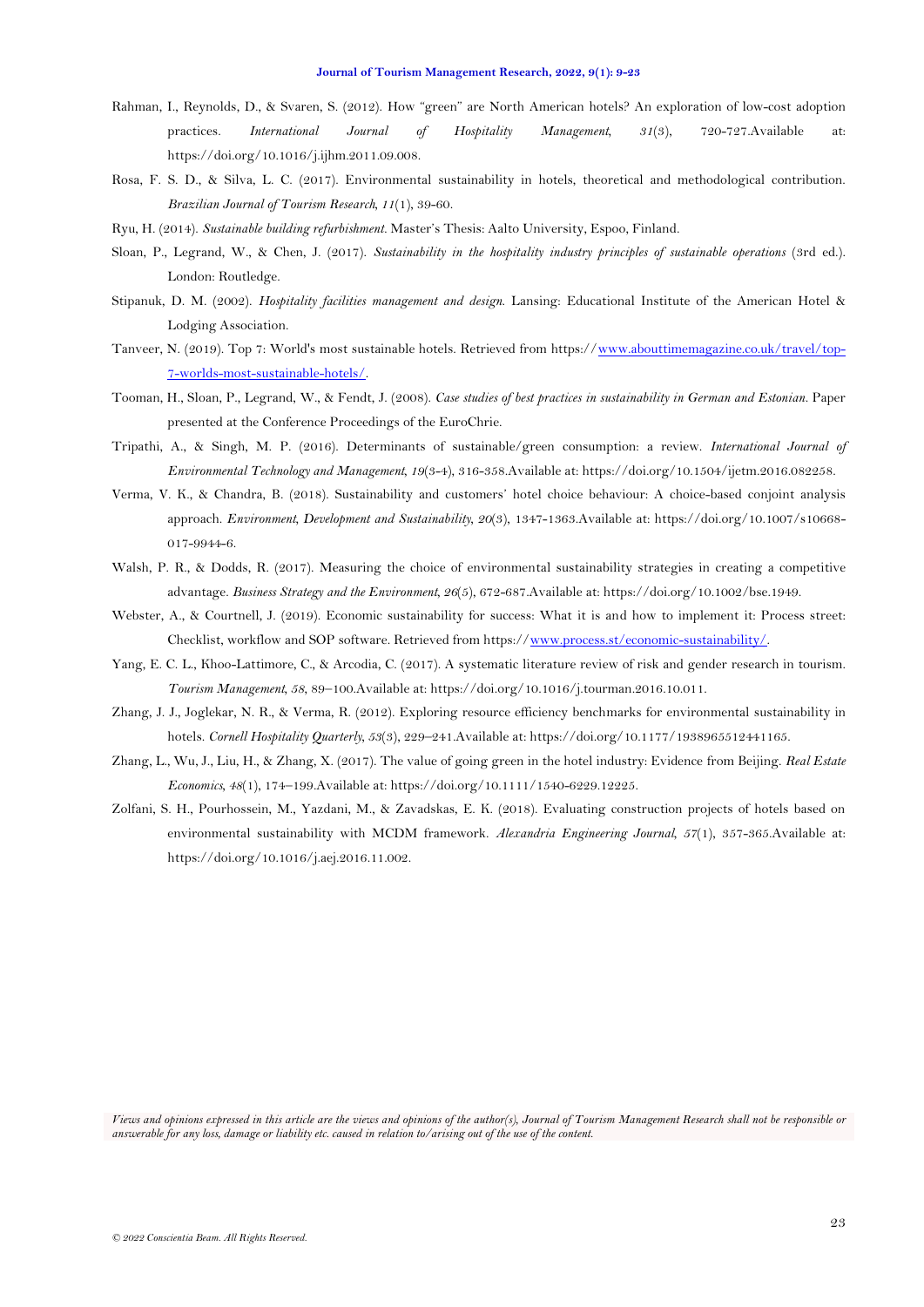Rahman, I., Reynolds, D., & Svaren, S. (2012). How "green" are North American hotels? An exploration of low-cost adoption practices. *International Journal of Hospitality Management*, *31*(3), 720-727.Available at: https://doi.org/10.1016/j.ijhm.2011.09.008.

Rosa, F. S. D., & Silva, L. C. (2017). Environmental sustainability in hotels, theoretical and methodological contribution. *Brazilian Journal of Tourism Research*, *11*(1), 39-60.

Ryu, H. (2014). *Sustainable building refurbishment*. Master's Thesis: Aalto University, Espoo, Finland.

Sloan, P., Legrand, W., & Chen, J. (2017). *Sustainability in the hospitality industry principles of sustainable operations* (3rd ed.). London: Routledge.

Stipanuk, D. M. (2002). *Hospitality facilities management and design*. Lansing: Educational Institute of the American Hotel & Lodging Association.

Tanveer, N. (2019). Top 7: World's most sustainable hotels. Retrieved from https://www.abouttimemagazine.co.uk/travel/top-7-worlds-most-sustainable-hotels/.

Tooman, H., Sloan, P., Legrand, W., & Fendt, J. (2008). *Case studies of best practices in sustainability in German and Estonian*. Paper presented at the Conference Proceedings of the EuroChrie.

Tripathi, A., & Singh, M. P. (2016). Determinants of sustainable/green consumption: a review. *International Journal of Environmental Technology and Management*, *19*(3-4), 316-358.Available at: https://doi.org/10.1504/ijetm.2016.082258.

Verma, V. K., & Chandra, B. (2018). Sustainability and customers' hotel choice behaviour: A choice-based conjoint analysis approach. *Environment, Development and Sustainability*, *20*(3), 1347-1363.Available at: https://doi.org/10.1007/s10668-017-9944-6.

Walsh, P. R., & Dodds, R. (2017). Measuring the choice of environmental sustainability strategies in creating a competitive advantage. *Business Strategy and the Environment*, *26*(5), 672-687.Available at: https://doi.org/10.1002/bse.1949.

Webster, A., & Courtnell, J. (2019). Economic sustainability for success: What it is and how to implement it: Process street: Checklist, workflow and SOP software. Retrieved from https://www.process.st/economic-sustainability/.

Yang, E. C. L., Khoo-Lattimore, C., & Arcodia, C. (2017). A systematic literature review of risk and gender research in tourism. *Tourism Management*, *58*, 89–100.Available at: https://doi.org/10.1016/j.tourman.2016.10.011.

Zhang, J. J., Joglekar, N. R., & Verma, R. (2012). Exploring resource efficiency benchmarks for environmental sustainability in hotels. *Cornell Hospitality Quarterly*, *53*(3), 229–241.Available at: https://doi.org/10.1177/1938965512441165.

Zhang, L., Wu, J., Liu, H., & Zhang, X. (2017). The value of going green in the hotel industry: Evidence from Beijing. *Real Estate Economics*, *48*(1), 174–199.Available at: https://doi.org/10.1111/1540-6229.12225.

Zolfani, S. H., Pourhossein, M., Yazdani, M., & Zavadskas, E. K. (2018). Evaluating construction projects of hotels based on environmental sustainability with MCDM framework. *Alexandria Engineering Journal*, *57*(1), 357-365.Available at: https://doi.org/10.1016/j.aej.2016.11.002.

*Views and opinions expressed in this article are the views and opinions of the author(s), Journal of Tourism Management Research shall not be responsible or answerable for any loss, damage or liability etc. caused in relation to/arising out of the use of the content.*